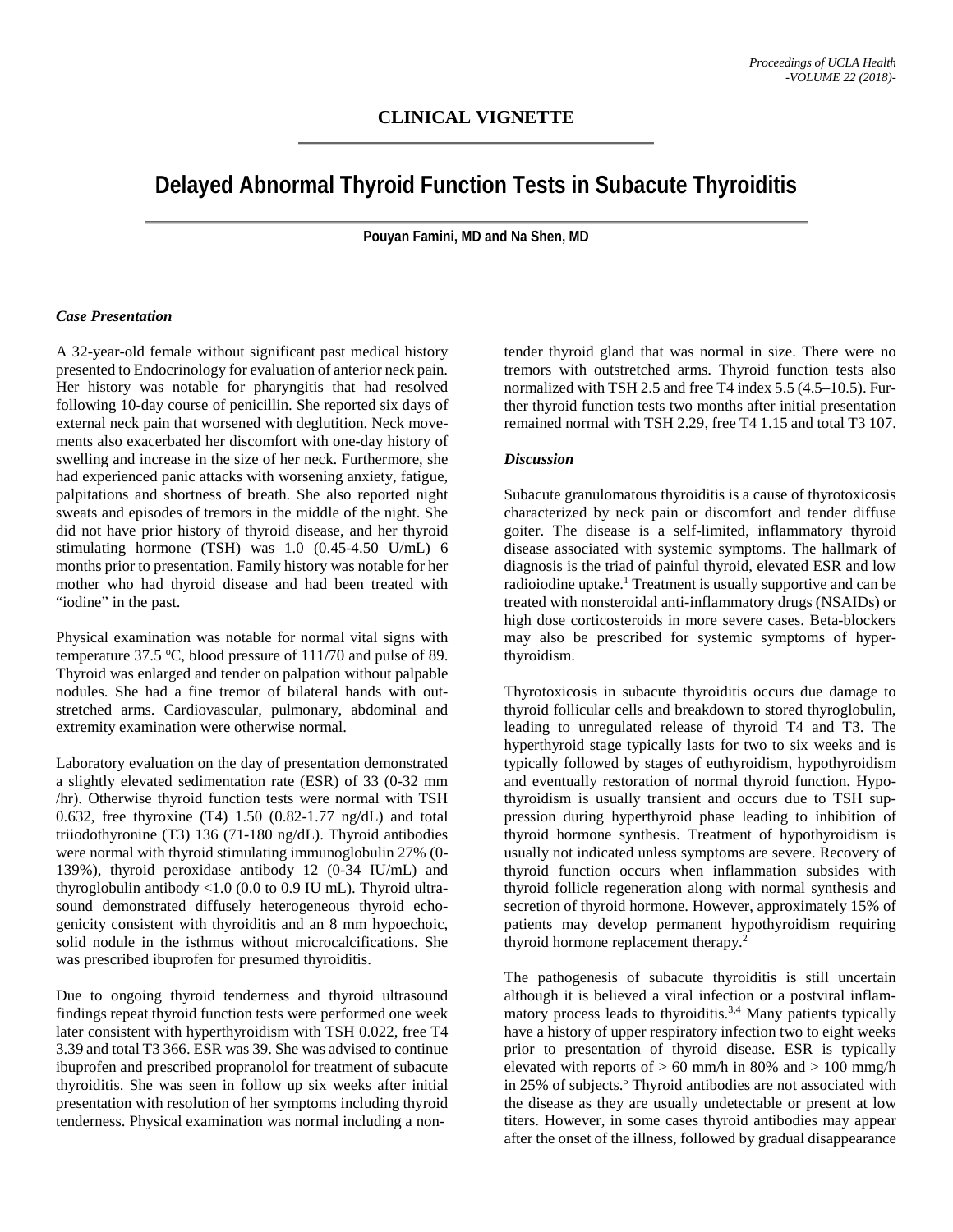## CLINICAL VIGNETTE

# Delayed Abnormal Thyroid Function Tests in Subacute Thyroiditis

**Pouyan Famini, MD and Na Shen, MD**

### *Case Presentation*

A 32-year-old female without significant past medical history presented to Endocrinology for evaluation of anterior neck pain. Her history was notable for pharyngitis that had resolved following 10-day course of penicillin. She reported six days of external neck pain that worsened with deglutition. Neck movements also exacerbated her discomfort with one-day history of swelling and increase in the size of her neck. Furthermore, she had experienced panic attacks with worsening anxiety, fatigue, palpitations and shortness of breath. She also reported night sweats and episodes of tremors in the middle of the night. She did not have prior history of thyroid disease, and her thyroid stimulating hormone (TSH) was 1.0 (0.45-4.50 U/mL) 6 months prior to presentation. Family history was notable for her mother who had thyroid disease and had been treated with "iodine" in the past.

Physical examination was notable for normal vital signs with temperature 37.5 ºC, blood pressure of 111/70 and pulse of 89. Thyroid was enlarged and tender on palpation without palpable nodules. She had a fine tremor of bilateral hands with outstretched arms. Cardiovascular, pulmonary, abdominal and extremity examination were otherwise normal.

Laboratory evaluation on the day of presentation demonstrated a slightly elevated sedimentation rate (ESR) of 33 (0-32 mm /hr). Otherwise thyroid function tests were normal with TSH 0.632, free thyroxine (T4) 1.50 (0.82-1.77 ng/dL) and total triiodothyronine (T3) 136 (71-180 ng/dL). Thyroid antibodies were normal with thyroid stimulating immunoglobulin 27% (0-139%), thyroid peroxidase antibody 12 (0-34 IU/mL) and thyroglobulin antibody <1.0 (0.0 to 0.9 IU mL). Thyroid ultrasound demonstrated diffusely heterogeneous thyroid echogenicity consistent with thyroiditis and an 8 mm hypoechoic, solid nodule in the isthmus without microcalcifications. She was prescribed ibuprofen for presumed thyroiditis.

Due to ongoing thyroid tenderness and thyroid ultrasound findings repeat thyroid function tests were performed one week later consistent with hyperthyroidism with TSH 0.022, free T4 3.39 and total T3 366. ESR was 39. She was advised to continue ibuprofen and prescribed propranolol for treatment of subacute thyroiditis. She was seen in follow up six weeks after initial presentation with resolution of her symptoms including thyroid tenderness. Physical examination was normal including a non-tender thyroid gland that was normal in size. There were no tremors with outstretched arms. Thyroid function tests also normalized with TSH 2.5 and free T4 index 5.5 (4.5–10.5). Further thyroid function tests two months after initial presentation remained normal with TSH 2.29, free T4 1.15 and total T3 107.

### *Discussion*

Subacute granulomatous thyroiditis is a cause of thyrotoxicosis characterized by neck pain or discomfort and tender diffuse goiter. The disease is a self-limited, inflammatory thyroid disease associated with systemic symptoms. The hallmark of diagnosis is the triad of painful thyroid, elevated ESR and low radioiodine uptake.[1] Treatment is usually supportive and can be treated with nonsteroidal anti-inflammatory drugs (NSAIDs) or high dose corticosteroids in more severe cases. Beta-blockers may also be prescribed for systemic symptoms of hyperthyroidism.

Thyrotoxicosis in subacute thyroiditis occurs due damage to thyroid follicular cells and breakdown to stored thyroglobulin, leading to unregulated release of thyroid T4 and T3. The hyperthyroid stage typically lasts for two to six weeks and is typically followed by stages of euthyroidism, hypothyroidism and eventually restoration of normal thyroid function. Hypothyroidism is usually transient and occurs due to TSH suppression during hyperthyroid phase leading to inhibition of thyroid hormone synthesis. Treatment of hypothyroidism is usually not indicated unless symptoms are severe. Recovery of thyroid function occurs when inflammation subsides with thyroid follicle regeneration along with normal synthesis and secretion of thyroid hormone. However, approximately 15% of patients may develop permanent hypothyroidism requiring thyroid hormone replacement therapy.[2]

The pathogenesis of subacute thyroiditis is still uncertain although it is believed a viral infection or a postviral inflammatory process leads to thyroiditis.[3,4] Many patients typically have a history of upper respiratory infection two to eight weeks prior to presentation of thyroid disease. ESR is typically elevated with reports of > 60 mm/h in 80% and > 100 mmg/h in 25% of subjects.[5] Thyroid antibodies are not associated with the disease as they are usually undetectable or present at low titers. However, in some cases thyroid antibodies may appear after the onset of the illness, followed by gradual disappearance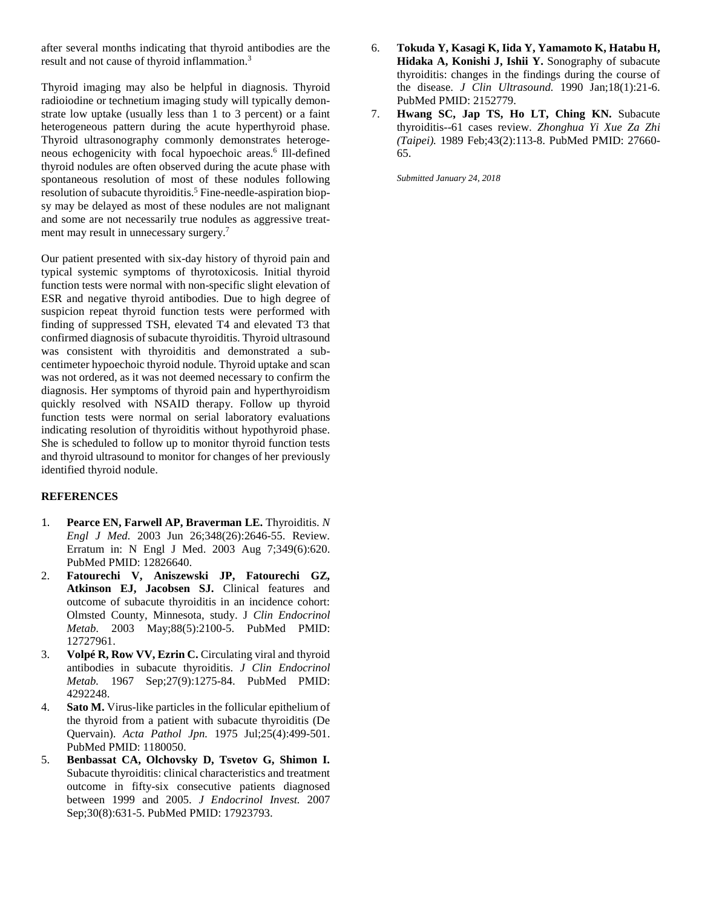after several months indicating that thyroid antibodies are the result and not cause of thyroid inflammation.[3]

Thyroid imaging may also be helpful in diagnosis. Thyroid radioiodine or technetium imaging study will typically demonstrate low uptake (usually less than 1 to 3 percent) or a faint heterogeneous pattern during the acute hyperthyroid phase. Thyroid ultrasonography commonly demonstrates heterogeneous echogenicity with focal hypoechoic areas.[6] Ill-defined thyroid nodules are often observed during the acute phase with spontaneous resolution of most of these nodules following resolution of subacute thyroiditis.[5] Fine-needle-aspiration biopsy may be delayed as most of these nodules are not malignant and some are not necessarily true nodules as aggressive treatment may result in unnecessary surgery.[7]

Our patient presented with six-day history of thyroid pain and typical systemic symptoms of thyrotoxicosis. Initial thyroid function tests were normal with non-specific slight elevation of ESR and negative thyroid antibodies. Due to high degree of suspicion repeat thyroid function tests were performed with finding of suppressed TSH, elevated T4 and elevated T3 that confirmed diagnosis of subacute thyroiditis. Thyroid ultrasound was consistent with thyroiditis and demonstrated a sub-centimeter hypoechoic thyroid nodule. Thyroid uptake and scan was not ordered, as it was not deemed necessary to confirm the diagnosis. Her symptoms of thyroid pain and hyperthyroidism quickly resolved with NSAID therapy. Follow up thyroid function tests were normal on serial laboratory evaluations indicating resolution of thyroiditis without hypothyroid phase. She is scheduled to follow up to monitor thyroid function tests and thyroid ultrasound to monitor for changes of her previously identified thyroid nodule.

## REFERENCES

1. **Pearce EN, Farwell AP, Braverman LE.** Thyroiditis. *N Engl J Med.* 2003 Jun 26;348(26):2646-55. Review. Erratum in: N Engl J Med. 2003 Aug 7;349(6):620. PubMed PMID: 12826640.
2. **Fatourechi V, Aniszewski JP, Fatourechi GZ, Atkinson EJ, Jacobsen SJ.** Clinical features and outcome of subacute thyroiditis in an incidence cohort: Olmsted County, Minnesota, study. J *Clin Endocrinol Metab.* 2003 May;88(5):2100-5. PubMed PMID: 12727961.
3. **Volpé R, Row VV, Ezrin C.** Circulating viral and thyroid antibodies in subacute thyroiditis. *J Clin Endocrinol Metab.* 1967 Sep;27(9):1275-84. PubMed PMID: 4292248.
4. **Sato M.** Virus-like particles in the follicular epithelium of the thyroid from a patient with subacute thyroiditis (De Quervain). *Acta Pathol Jpn.* 1975 Jul;25(4):499-501. PubMed PMID: 1180050.
5. **Benbassat CA, Olchovsky D, Tsvetov G, Shimon I.** Subacute thyroiditis: clinical characteristics and treatment outcome in fifty-six consecutive patients diagnosed between 1999 and 2005. *J Endocrinol Invest.* 2007 Sep;30(8):631-5. PubMed PMID: 17923793.
6. **Tokuda Y, Kasagi K, Iida Y, Yamamoto K, Hatabu H, Hidaka A, Konishi J, Ishii Y.** Sonography of subacute thyroiditis: changes in the findings during the course of the disease. *J Clin Ultrasound.* 1990 Jan;18(1):21-6. PubMed PMID: 2152779.
7. **Hwang SC, Jap TS, Ho LT, Ching KN.** Subacute thyroiditis--61 cases review. *Zhonghua Yi Xue Za Zhi (Taipei).* 1989 Feb;43(2):113-8. PubMed PMID: 2766065.

*Submitted January 24, 2018*